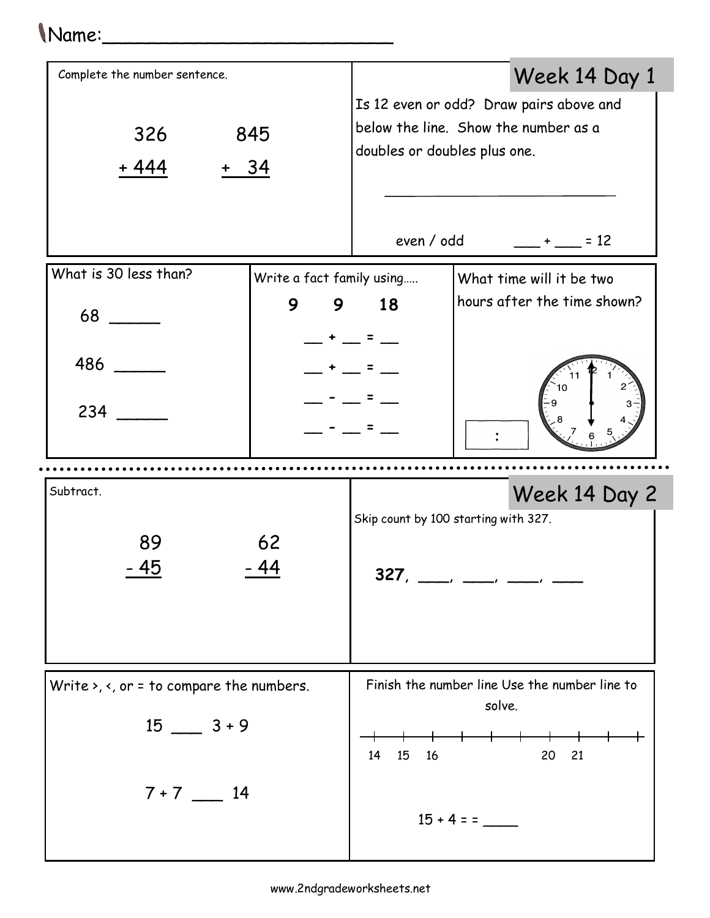Name:_______________________

## Week 14 Day 1

Complete the number sentence.

```
  326        845
+ 444      +  34
```

Is 12 even or odd? Draw pairs above and below the line. Show the number as a doubles or doubles plus one.

_______________________________

even / odd ___ + ___ = 12

What is 30 less than?

68 _____

486 _____

234 _____

Write a fact family using…..

**9 9 18**

__ + __ = __

__ + __ = __

__ - __ = __

__ - __ = __

What time will it be two hours after the time shown?

[ : ]

## Week 14 Day 2

Subtract.

```
  89      62
- 45    - 44
```

Skip count by 100 starting with 327.

**327**, ____, ____, ____, ____

Write >, <, or = to compare the numbers.

15 ___ 3 + 9

7 + 7 ___ 14

Finish the number line Use the number line to solve.

14 15 16 _ _ _ 20 21 _ _

15 + 4 = = ____

www.2ndgradeworksheets.net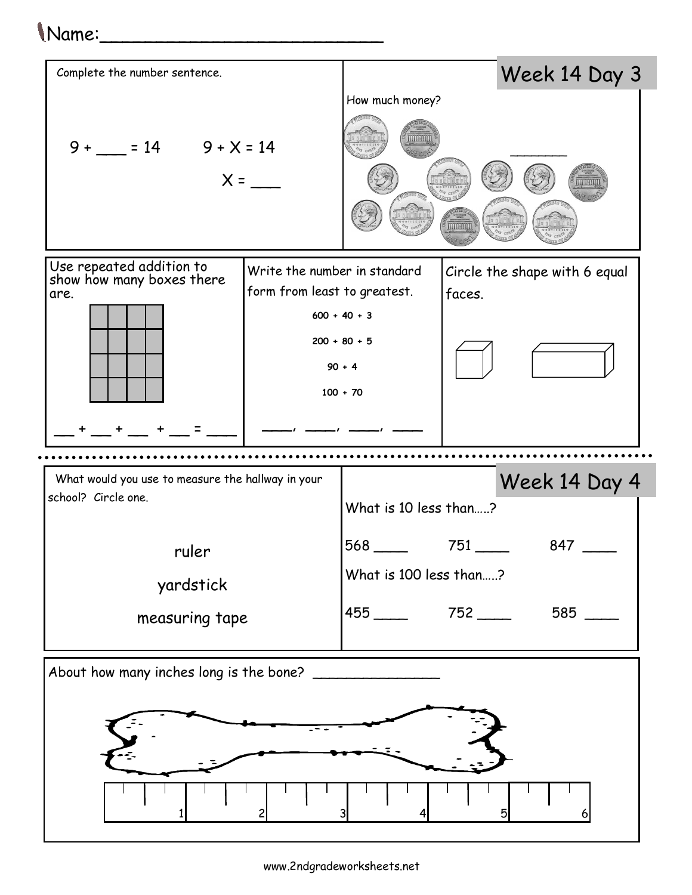Name:___________________________

## Week 14 Day 3

Complete the number sentence.

9 + ___ = 14    9 + X = 14

X = ___

How much money?

______

Use repeated addition to show how many boxes there are.

__ + __ + __ + __ = ____

Write the number in standard form from least to greatest.

600 + 40 + 3

200 + 80 + 5

90 + 4

100 + 70

____, ____, ____, ____

Circle the shape with 6 equal faces.

## Week 14 Day 4

What would you use to measure the hallway in your school? Circle one.

ruler

yardstick

measuring tape

What is 10 less than…..?

568 ____    751 ____    847 ____

What is 100 less than…..?

455 ____    752 ____    585 ____

About how many inches long is the bone? _______________

1 2 3 4 5 6

www.2ndgradeworksheets.net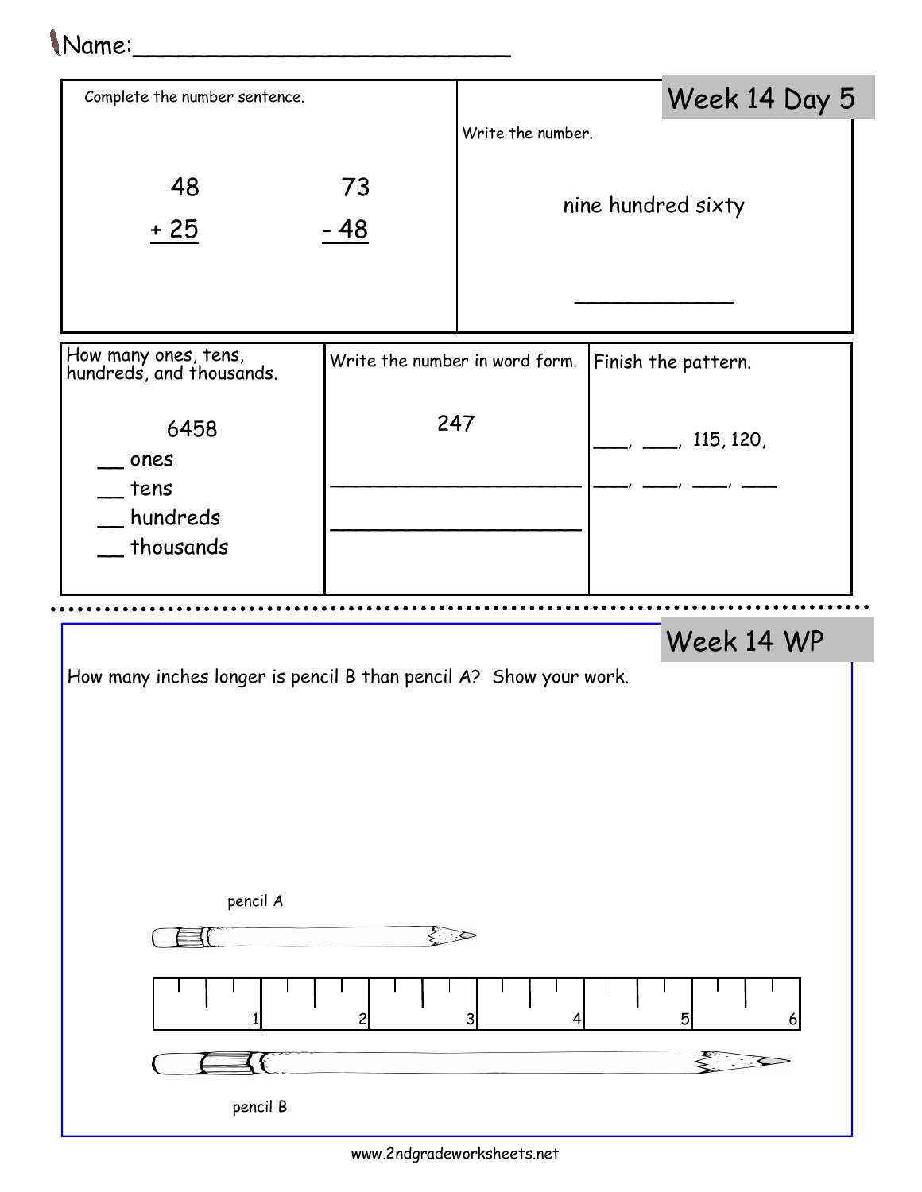Name:\_\_\_\_\_\_\_\_\_\_\_\_\_\_\_\_\_\_\_\_\_\_\_\_\_\_

## Week 14 Day 5

Complete the number sentence.

$$\begin{array}{r} 48 \\ +\ 25 \\ \hline \end{array} \qquad \begin{array}{r} 73 \\ -\ 48 \\ \hline \end{array}$$

Write the number.

nine hundred sixty

\_\_\_\_\_\_\_\_\_\_\_\_

How many ones, tens, hundreds, and thousands.

6458

__ ones

__ tens

__ hundreds

__ thousands

Write the number in word form.

247

\_\_\_\_\_\_\_\_\_\_\_\_\_\_\_\_\_\_\_\_\_\_

\_\_\_\_\_\_\_\_\_\_\_\_\_\_\_\_\_\_\_\_\_\_

Finish the pattern.

\_\_\_, \_\_\_, 115, 120,

\_\_\_, \_\_\_, \_\_\_, \_\_\_

## Week 14 WP

How many inches longer is pencil B than pencil A? Show your work.

pencil A

1 2 3 4 5 6

pencil B